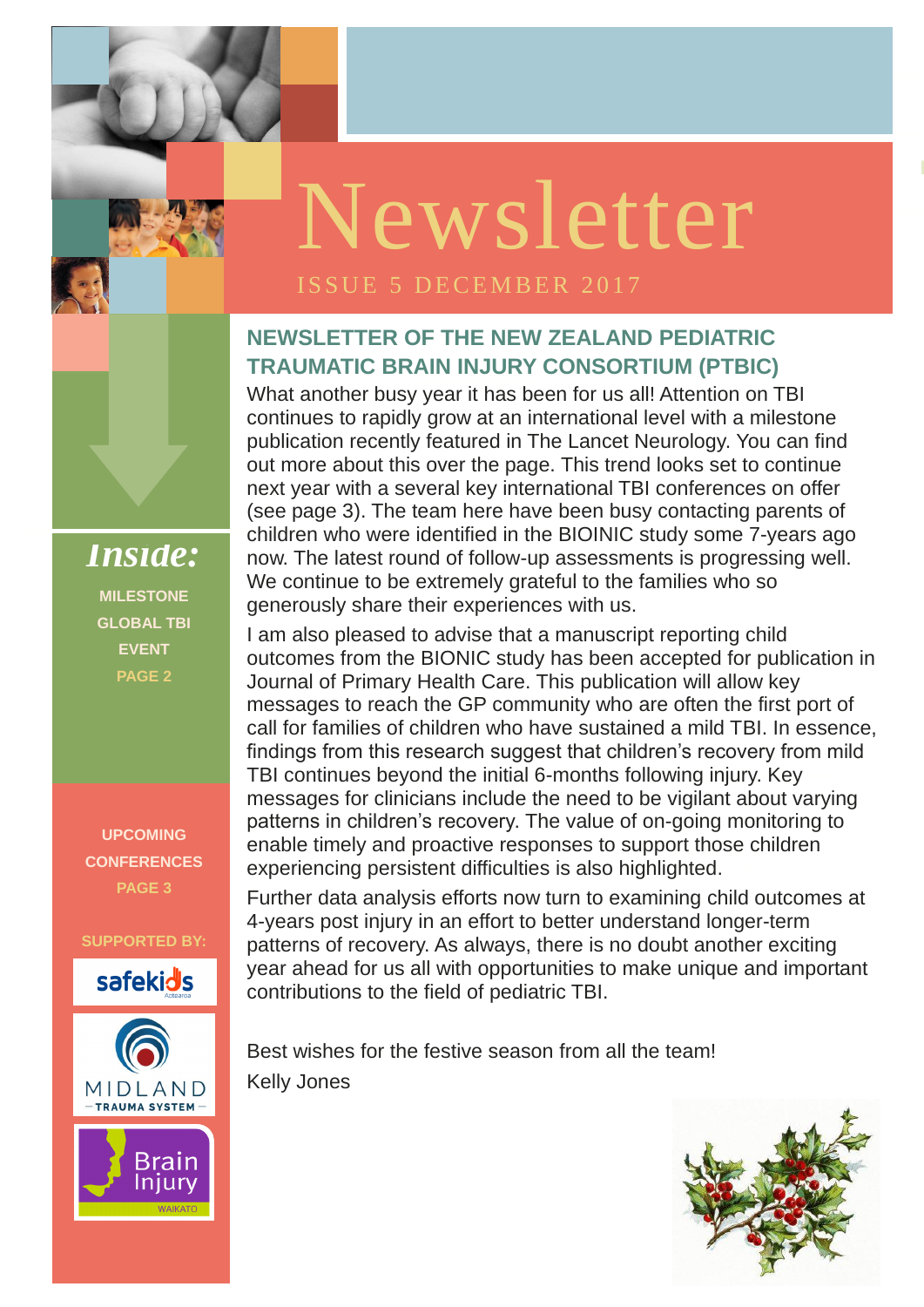# Newsletter

ISSUE 5 DECEMBER 2017

## NEWSLETTER OF THE NEW ZEALAND PEDIATRIC TRAUMATIC BRAIN INJURY CONSORTIUM (PTBIC)

What another busy year it has been for us all! Attention on TBI continues to rapidly grow at an international level with a milestone publication recently featured in The Lancet Neurology. You can find out more about this over the page. This trend looks set to continue next year with a several key international TBI conferences on offer (see page 3). The team here have been busy contacting parents of children who were identified in the BIOINIC study some 7-years ago now. The latest round of follow-up assessments is progressing well. We continue to be extremely grateful to the families who so generously share their experiences with us.

I am also pleased to advise that a manuscript reporting child outcomes from the BIONIC study has been accepted for publication in Journal of Primary Health Care. This publication will allow key messages to reach the GP community who are often the first port of call for families of children who have sustained a mild TBI. In essence, findings from this research suggest that children's recovery from mild TBI continues beyond the initial 6-months following injury. Key messages for clinicians include the need to be vigilant about varying patterns in children's recovery. The value of on-going monitoring to enable timely and proactive responses to support those children experiencing persistent difficulties is also highlighted.

Further data analysis efforts now turn to examining child outcomes at 4-years post injury in an effort to better understand longer-term patterns of recovery. As always, there is no doubt another exciting year ahead for us all with opportunities to make unique and important contributions to the field of pediatric TBI.

Best wishes for the festive season from all the team!

Kelly Jones

### *Inside:*

**MILESTONE GLOBAL TBI EVENT**
**PAGE 2**

**UPCOMING CONFERENCES**
**PAGE 3**

**SUPPORTED BY:**

safekids Aotearoa

MIDLAND TRAUMA SYSTEM

Brain Injury WAIKATO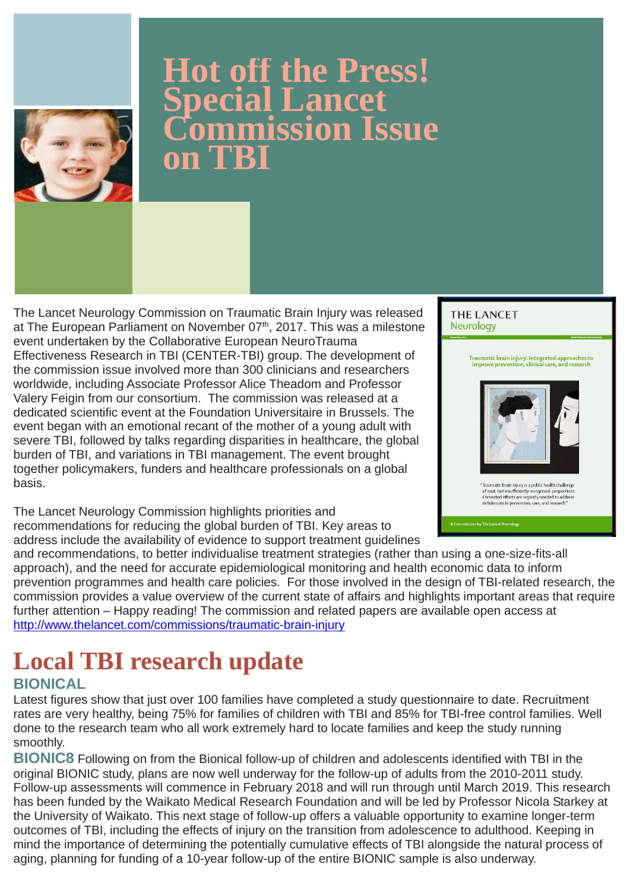# Hot off the Press! Special Lancet Commission Issue on TBI

The Lancet Neurology Commission on Traumatic Brain Injury was released at The European Parliament on November 07th, 2017. This was a milestone event undertaken by the Collaborative European NeuroTrauma Effectiveness Research in TBI (CENTER-TBI) group. The development of the commission issue involved more than 300 clinicians and researchers worldwide, including Associate Professor Alice Theadom and Professor Valery Feigin from our consortium. The commission was released at a dedicated scientific event at the Foundation Universitaire in Brussels. The event began with an emotional recant of the mother of a young adult with severe TBI, followed by talks regarding disparities in healthcare, the global burden of TBI, and variations in TBI management. The event brought together policymakers, funders and healthcare professionals on a global basis.

The Lancet Neurology Commission highlights priorities and recommendations for reducing the global burden of TBI. Key areas to address include the availability of evidence to support treatment guidelines and recommendations, to better individualise treatment strategies (rather than using a one-size-fits-all approach), and the need for accurate epidemiological monitoring and health economic data to inform prevention programmes and health care policies. For those involved in the design of TBI-related research, the commission provides a value overview of the current state of affairs and highlights important areas that require further attention – Happy reading! The commission and related papers are available open access at http://www.thelancet.com/commissions/traumatic-brain-injury

# Local TBI research update

## BIONICAL

Latest figures show that just over 100 families have completed a study questionnaire to date. Recruitment rates are very healthy, being 75% for families of children with TBI and 85% for TBI-free control families. Well done to the research team who all work extremely hard to locate families and keep the study running smoothly.

**BIONIC8** Following on from the Bionical follow-up of children and adolescents identified with TBI in the original BIONIC study, plans are now well underway for the follow-up of adults from the 2010-2011 study. Follow-up assessments will commence in February 2018 and will run through until March 2019. This research has been funded by the Waikato Medical Research Foundation and will be led by Professor Nicola Starkey at the University of Waikato. This next stage of follow-up offers a valuable opportunity to examine longer-term outcomes of TBI, including the effects of injury on the transition from adolescence to adulthood. Keeping in mind the importance of determining the potentially cumulative effects of TBI alongside the natural process of aging, planning for funding of a 10-year follow-up of the entire BIONIC sample is also underway.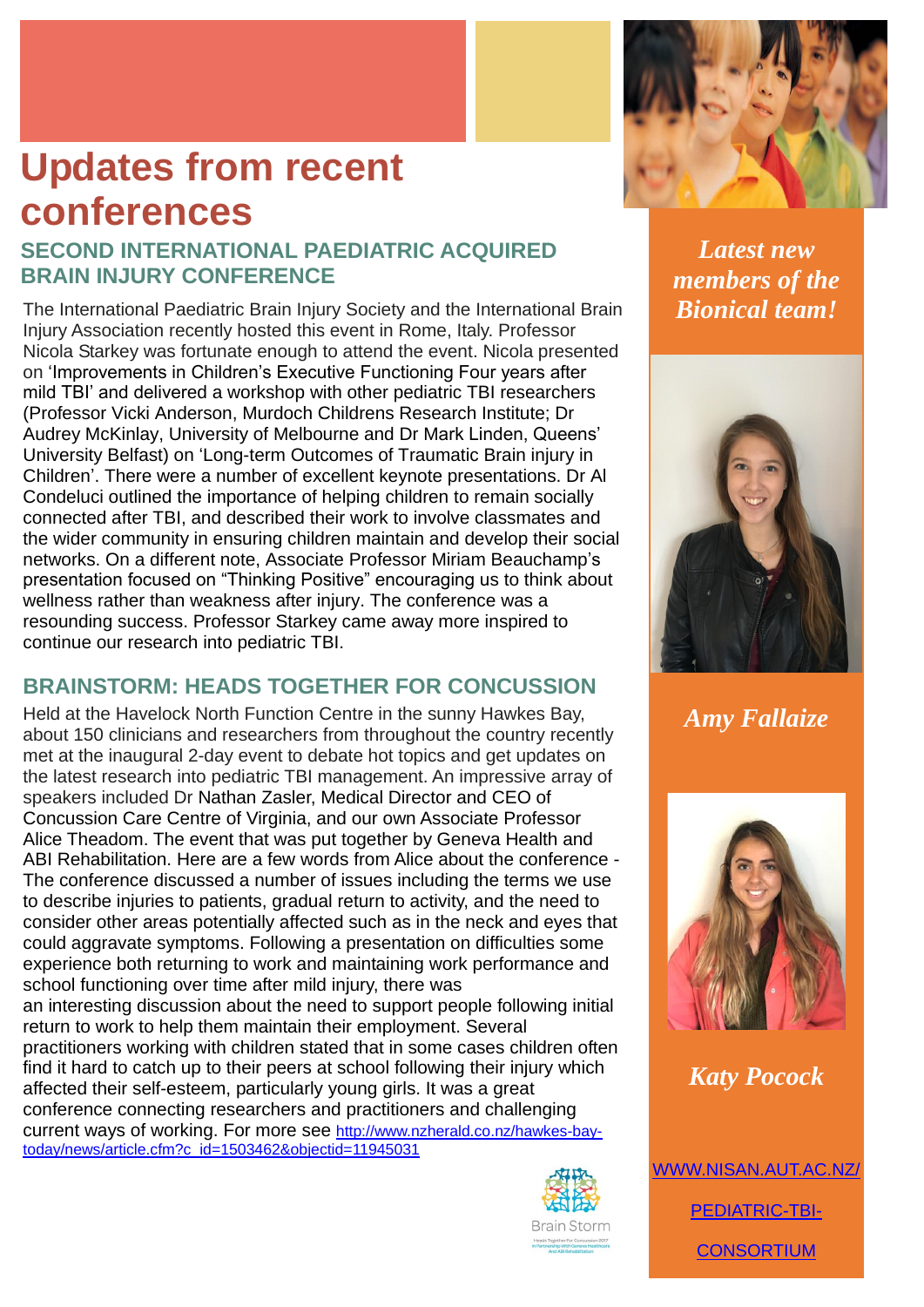# Updates from recent conferences

## SECOND INTERNATIONAL PAEDIATRIC ACQUIRED BRAIN INJURY CONFERENCE

The International Paediatric Brain Injury Society and the International Brain Injury Association recently hosted this event in Rome, Italy. Professor Nicola Starkey was fortunate enough to attend the event. Nicola presented on 'Improvements in Children's Executive Functioning Four years after mild TBI' and delivered a workshop with other pediatric TBI researchers (Professor Vicki Anderson, Murdoch Childrens Research Institute; Dr Audrey McKinlay, University of Melbourne and Dr Mark Linden, Queens' University Belfast) on 'Long-term Outcomes of Traumatic Brain injury in Children'. There were a number of excellent keynote presentations. Dr Al Condeluci outlined the importance of helping children to remain socially connected after TBI, and described their work to involve classmates and the wider community in ensuring children maintain and develop their social networks. On a different note, Associate Professor Miriam Beauchamp's presentation focused on "Thinking Positive" encouraging us to think about wellness rather than weakness after injury. The conference was a resounding success. Professor Starkey came away more inspired to continue our research into pediatric TBI.

## BRAINSTORM: HEADS TOGETHER FOR CONCUSSION

Held at the Havelock North Function Centre in the sunny Hawkes Bay, about 150 clinicians and researchers from throughout the country recently met at the inaugural 2-day event to debate hot topics and get updates on the latest research into pediatric TBI management. An impressive array of speakers included Dr Nathan Zasler, Medical Director and CEO of Concussion Care Centre of Virginia, and our own Associate Professor Alice Theadom. The event that was put together by Geneva Health and ABI Rehabilitation. Here are a few words from Alice about the conference - The conference discussed a number of issues including the terms we use to describe injuries to patients, gradual return to activity, and the need to consider other areas potentially affected such as in the neck and eyes that could aggravate symptoms. Following a presentation on difficulties some experience both returning to work and maintaining work performance and school functioning over time after mild injury, there was an interesting discussion about the need to support people following initial return to work to help them maintain their employment. Several practitioners working with children stated that in some cases children often find it hard to catch up to their peers at school following their injury which affected their self-esteem, particularly young girls. It was a great conference connecting researchers and practitioners and challenging current ways of working. For more see http://www.nzherald.co.nz/hawkes-bay-today/news/article.cfm?c_id=1503462&objectid=11945031

Brain Storm

Heads Together For Concussion 2017 In Partnership With Geneva Healthcare And ABI Rehabilitation

***Latest new members of the Bionical team!***

***Amy Fallaize***

***Katy Pocock***

WWW.NISAN.AUT.AC.NZ/PEDIATRIC-TBI-CONSORTIUM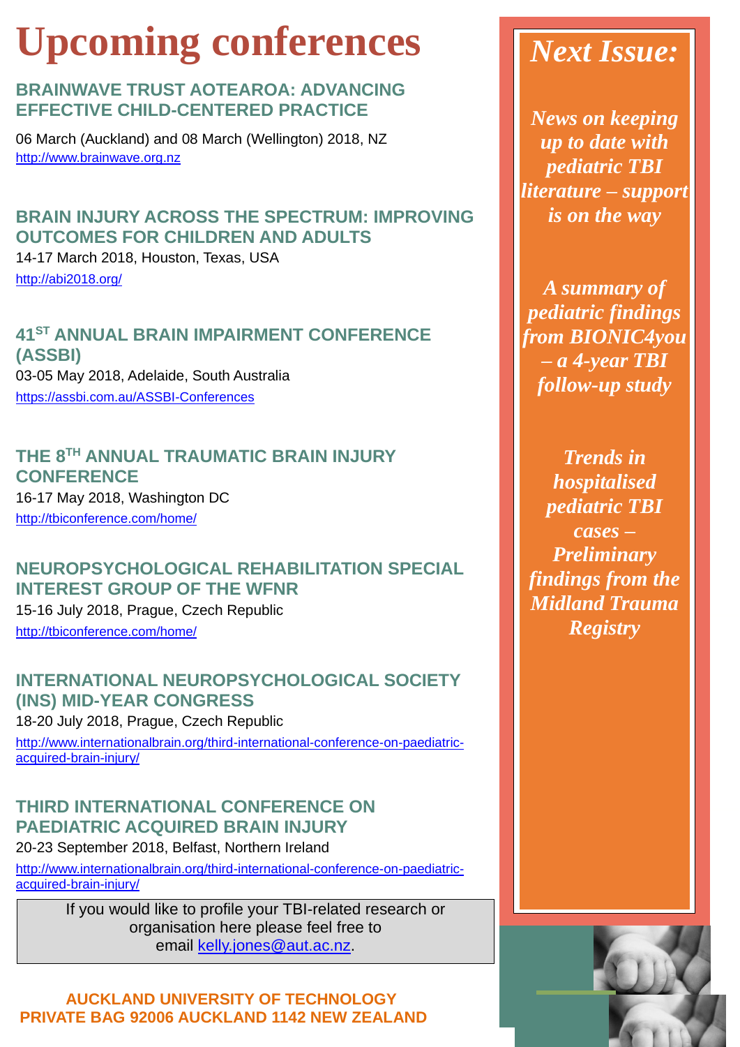# Upcoming conferences

### BRAINWAVE TRUST AOTEAROA: ADVANCING EFFECTIVE CHILD-CENTERED PRACTICE

06 March (Auckland) and 08 March (Wellington) 2018, NZ
http://www.brainwave.org.nz

### BRAIN INJURY ACROSS THE SPECTRUM: IMPROVING OUTCOMES FOR CHILDREN AND ADULTS

14-17 March 2018, Houston, Texas, USA
http://abi2018.org/

### 41ST ANNUAL BRAIN IMPAIRMENT CONFERENCE (ASSBI)

03-05 May 2018, Adelaide, South Australia
https://assbi.com.au/ASSBI-Conferences

### THE 8TH ANNUAL TRAUMATIC BRAIN INJURY CONFERENCE

16-17 May 2018, Washington DC
http://tbiconference.com/home/

### NEUROPSYCHOLOGICAL REHABILITATION SPECIAL INTEREST GROUP OF THE WFNR

15-16 July 2018, Prague, Czech Republic
http://tbiconference.com/home/

### INTERNATIONAL NEUROPSYCHOLOGICAL SOCIETY (INS) MID-YEAR CONGRESS

18-20 July 2018, Prague, Czech Republic
http://www.internationalbrain.org/third-international-conference-on-paediatric-acquired-brain-injury/

### THIRD INTERNATIONAL CONFERENCE ON PAEDIATRIC ACQUIRED BRAIN INJURY

20-23 September 2018, Belfast, Northern Ireland
http://www.internationalbrain.org/third-international-conference-on-paediatric-acquired-brain-injury/

If you would like to profile your TBI-related research or organisation here please feel free to email kelly.jones@aut.ac.nz.

**AUCKLAND UNIVERSITY OF TECHNOLOGY**
**PRIVATE BAG 92006 AUCKLAND 1142 NEW ZEALAND**

## *Next Issue:*

***News on keeping up to date with pediatric TBI literature – support is on the way***

***A summary of pediatric findings from BIONIC4you – a 4-year TBI follow-up study***

***Trends in hospitalised pediatric TBI cases – Preliminary findings from the Midland Trauma Registry***